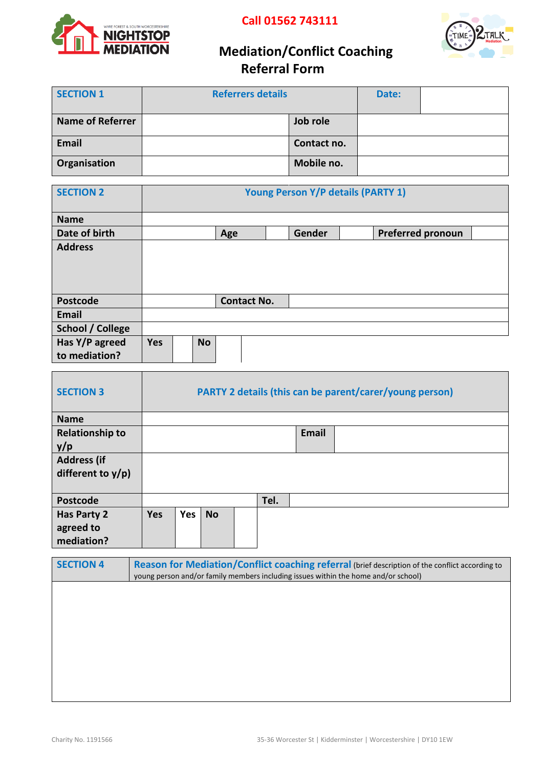**Call 01562 743111**

# Mediation/Conflict Coaching Referral Form

| SECTION 1 | Referrers details | | Date: | |
|---|---|---|---|---|
| Name of Referrer | | Job role | | |
| Email | | Contact no. | | |
| Organisation | | Mobile no. | | |

| SECTION 2 | Young Person Y/P details (PARTY 1) | | | | | | |
|---|---|---|---|---|---|---|---|
| Name | | | | | | | |
| Date of birth | | Age | | Gender | | Preferred pronoun | |
| Address | | | | | | | |
| Postcode | | Contact No. | | | | | |
| Email | | | | | | | |
| School / College | | | | | | | |
| Has Y/P agreed to mediation? | Yes | | No | | | | |

| SECTION 3 | PARTY 2 details (this can be parent/carer/young person) | | | | | |
|---|---|---|---|---|---|---|
| Name | | | | | | |
| Relationship to y/p | | | | Email | | |
| Address (if different to y/p) | | | | | | |
| Postcode | | | | Tel. | | |
| Has Party 2 agreed to mediation? | Yes | Yes | No | | | |

| SECTION 4 | Reason for Mediation/Conflict coaching referral (brief description of the conflict according to young person and/or family members including issues within the home and/or school) |
|---|---|
| | |

Charity No. 1191566

35-36 Worcester St | Kidderminster | Worcestershire | DY10 1EW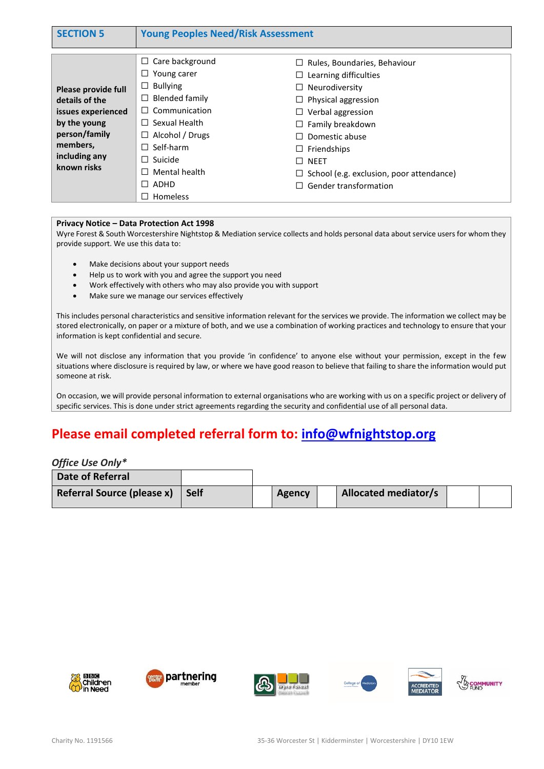| SECTION 5 | Young Peoples Need/Risk Assessment | |
|---|---|---|
| **Please provide full details of the issues experienced by the young person/family members, including any known risks** | ☐ Care background<br>☐ Young carer<br>☐ Bullying<br>☐ Blended family<br>☐ Communication<br>☐ Sexual Health<br>☐ Alcohol / Drugs<br>☐ Self-harm<br>☐ Suicide<br>☐ Mental health<br>☐ ADHD<br>☐ Homeless | ☐ Rules, Boundaries, Behaviour<br>☐ Learning difficulties<br>☐ Neurodiversity<br>☐ Physical aggression<br>☐ Verbal aggression<br>☐ Family breakdown<br>☐ Domestic abuse<br>☐ Friendships<br>☐ NEET<br>☐ School (e.g. exclusion, poor attendance)<br>☐ Gender transformation |

**Privacy Notice – Data Protection Act 1998**

Wyre Forest & South Worcestershire Nightstop & Mediation service collects and holds personal data about service users for whom they provide support. We use this data to:

- Make decisions about your support needs
- Help us to work with you and agree the support you need
- Work effectively with others who may also provide you with support
- Make sure we manage our services effectively

This includes personal characteristics and sensitive information relevant for the services we provide. The information we collect may be stored electronically, on paper or a mixture of both, and we use a combination of working practices and technology to ensure that your information is kept confidential and secure.

We will not disclose any information that you provide 'in confidence' to anyone else without your permission, except in the few situations where disclosure is required by law, or where we have good reason to believe that failing to share the information would put someone at risk.

On occasion, we will provide personal information to external organisations who are working with us on a specific project or delivery of specific services. This is done under strict agreements regarding the security and confidential use of all personal data.

## Please email completed referral form to: info@wfnightstop.org

*Office Use Only**

| Date of Referral | | | | | | | |
|---|---|---|---|---|---|---|---|
| **Referral Source (please x)** | **Self** | | **Agency** | | **Allocated mediator/s** | | |

Charity No. 1191566    35-36 Worcester St | Kidderminster | Worcestershire | DY10 1EW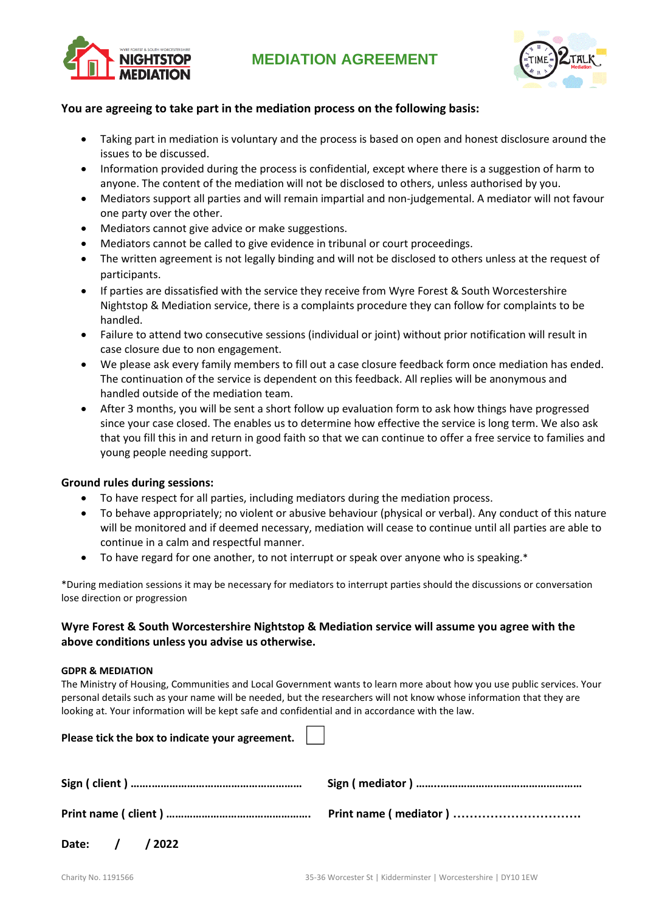# MEDIATION AGREEMENT

**You are agreeing to take part in the mediation process on the following basis:**

- Taking part in mediation is voluntary and the process is based on open and honest disclosure around the issues to be discussed.
- Information provided during the process is confidential, except where there is a suggestion of harm to anyone. The content of the mediation will not be disclosed to others, unless authorised by you.
- Mediators support all parties and will remain impartial and non-judgemental. A mediator will not favour one party over the other.
- Mediators cannot give advice or make suggestions.
- Mediators cannot be called to give evidence in tribunal or court proceedings.
- The written agreement is not legally binding and will not be disclosed to others unless at the request of participants.
- If parties are dissatisfied with the service they receive from Wyre Forest & South Worcestershire Nightstop & Mediation service, there is a complaints procedure they can follow for complaints to be handled.
- Failure to attend two consecutive sessions (individual or joint) without prior notification will result in case closure due to non engagement.
- We please ask every family members to fill out a case closure feedback form once mediation has ended. The continuation of the service is dependent on this feedback. All replies will be anonymous and handled outside of the mediation team.
- After 3 months, you will be sent a short follow up evaluation form to ask how things have progressed since your case closed. The enables us to determine how effective the service is long term. We also ask that you fill this in and return in good faith so that we can continue to offer a free service to families and young people needing support.

**Ground rules during sessions:**

- To have respect for all parties, including mediators during the mediation process.
- To behave appropriately; no violent or abusive behaviour (physical or verbal). Any conduct of this nature will be monitored and if deemed necessary, mediation will cease to continue until all parties are able to continue in a calm and respectful manner.
- To have regard for one another, to not interrupt or speak over anyone who is speaking.*

*During mediation sessions it may be necessary for mediators to interrupt parties should the discussions or conversation lose direction or progression

**Wyre Forest & South Worcestershire Nightstop & Mediation service will assume you agree with the above conditions unless you advise us otherwise.**

**GDPR & MEDIATION**

The Ministry of Housing, Communities and Local Government wants to learn more about how you use public services. Your personal details such as your name will be needed, but the researchers will not know whose information that they are looking at. Your information will be kept safe and confidential and in accordance with the law.

**Please tick the box to indicate your agreement.** ☐

**Sign ( client ) ……………………………………………………** **Sign ( mediator ) ……………………………………………………**

**Print name ( client ) …………………………………………….** **Print name ( mediator ) ……………………………**

**Date: / / 2022**

Charity No. 1191566 35-36 Worcester St | Kidderminster | Worcestershire | DY10 1EW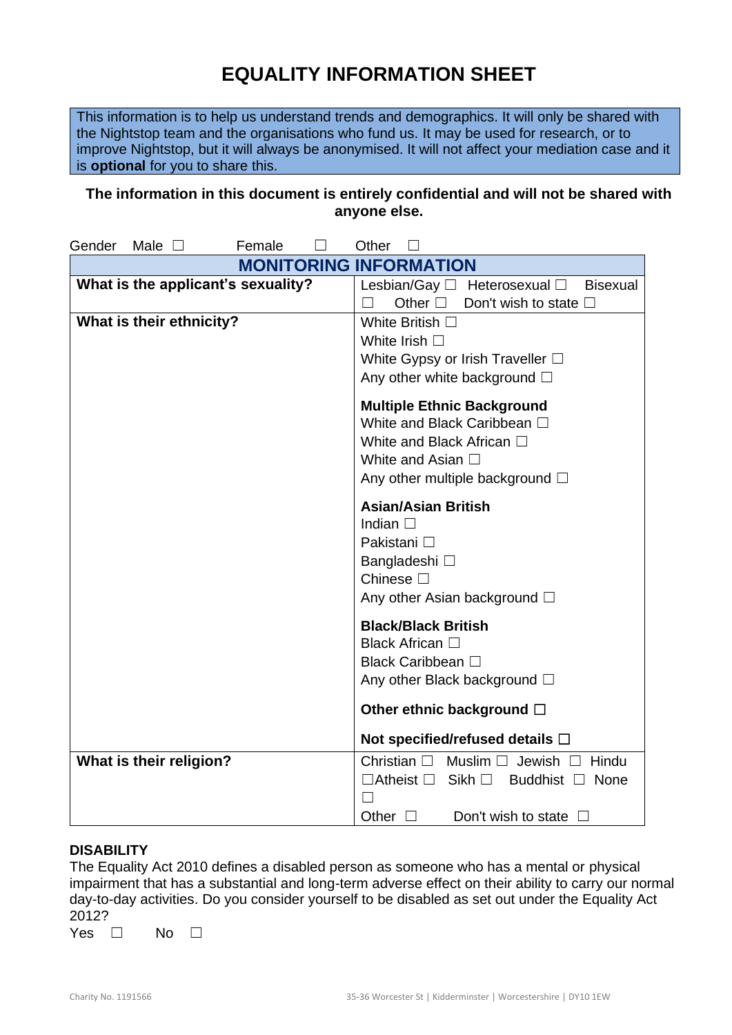# EQUALITY INFORMATION SHEET

This information is to help us understand trends and demographics. It will only be shared with the Nightstop team and the organisations who fund us. It may be used for research, or to improve Nightstop, but it will always be anonymised. It will not affect your mediation case and it is **optional** for you to share this.

**The information in this document is entirely confidential and will not be shared with anyone else.**

Gender Male ☐ Female ☐ Other ☐

| MONITORING INFORMATION | |
|---|---|
| **What is the applicant's sexuality?** | Lesbian/Gay ☐ Heterosexual ☐ Bisexual ☐ Other ☐ Don't wish to state ☐ |
| **What is their ethnicity?** | White British ☐<br>White Irish ☐<br>White Gypsy or Irish Traveller ☐<br>Any other white background ☐<br><br>**Multiple Ethnic Background**<br>White and Black Caribbean ☐<br>White and Black African ☐<br>White and Asian ☐<br>Any other multiple background ☐<br><br>**Asian/Asian British**<br>Indian ☐<br>Pakistani ☐<br>Bangladeshi ☐<br>Chinese ☐<br>Any other Asian background ☐<br><br>**Black/Black British**<br>Black African ☐<br>Black Caribbean ☐<br>Any other Black background ☐<br><br>**Other ethnic background** ☐<br><br>**Not specified/refused details** ☐ |
| **What is their religion?** | Christian ☐ Muslim ☐ Jewish ☐ Hindu ☐Atheist ☐ Sikh ☐ Buddhist ☐ None ☐<br>Other ☐ Don't wish to state ☐ |

**DISABILITY**

The Equality Act 2010 defines a disabled person as someone who has a mental or physical impairment that has a substantial and long-term adverse effect on their ability to carry our normal day-to-day activities. Do you consider yourself to be disabled as set out under the Equality Act 2012?

Yes ☐ No ☐